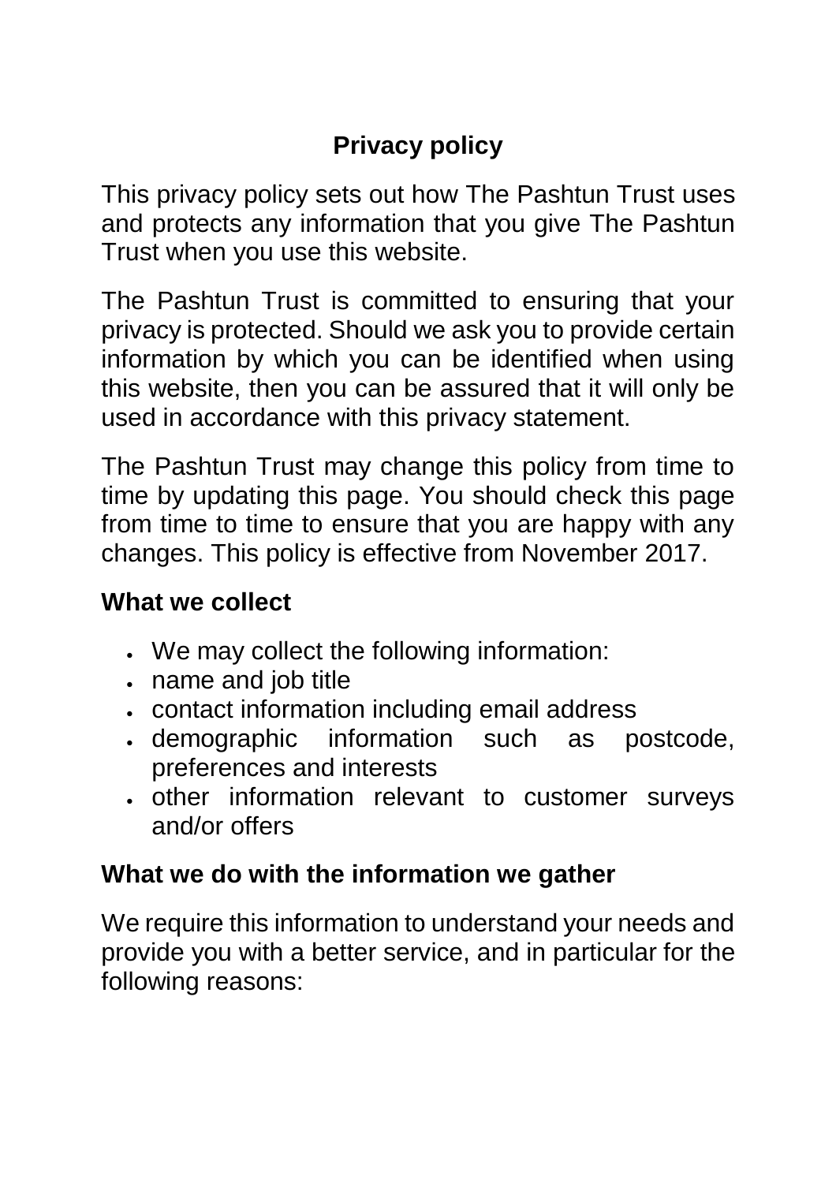# Privacy policy

This privacy policy sets out how The Pashtun Trust uses and protects any information that you give The Pashtun Trust when you use this website.

The Pashtun Trust is committed to ensuring that your privacy is protected. Should we ask you to provide certain information by which you can be identified when using this website, then you can be assured that it will only be used in accordance with this privacy statement.

The Pashtun Trust may change this policy from time to time by updating this page. You should check this page from time to time to ensure that you are happy with any changes. This policy is effective from November 2017.

## What we collect

- We may collect the following information:
- name and job title
- contact information including email address
- demographic information such as postcode, preferences and interests
- other information relevant to customer surveys and/or offers

## What we do with the information we gather

We require this information to understand your needs and provide you with a better service, and in particular for the following reasons: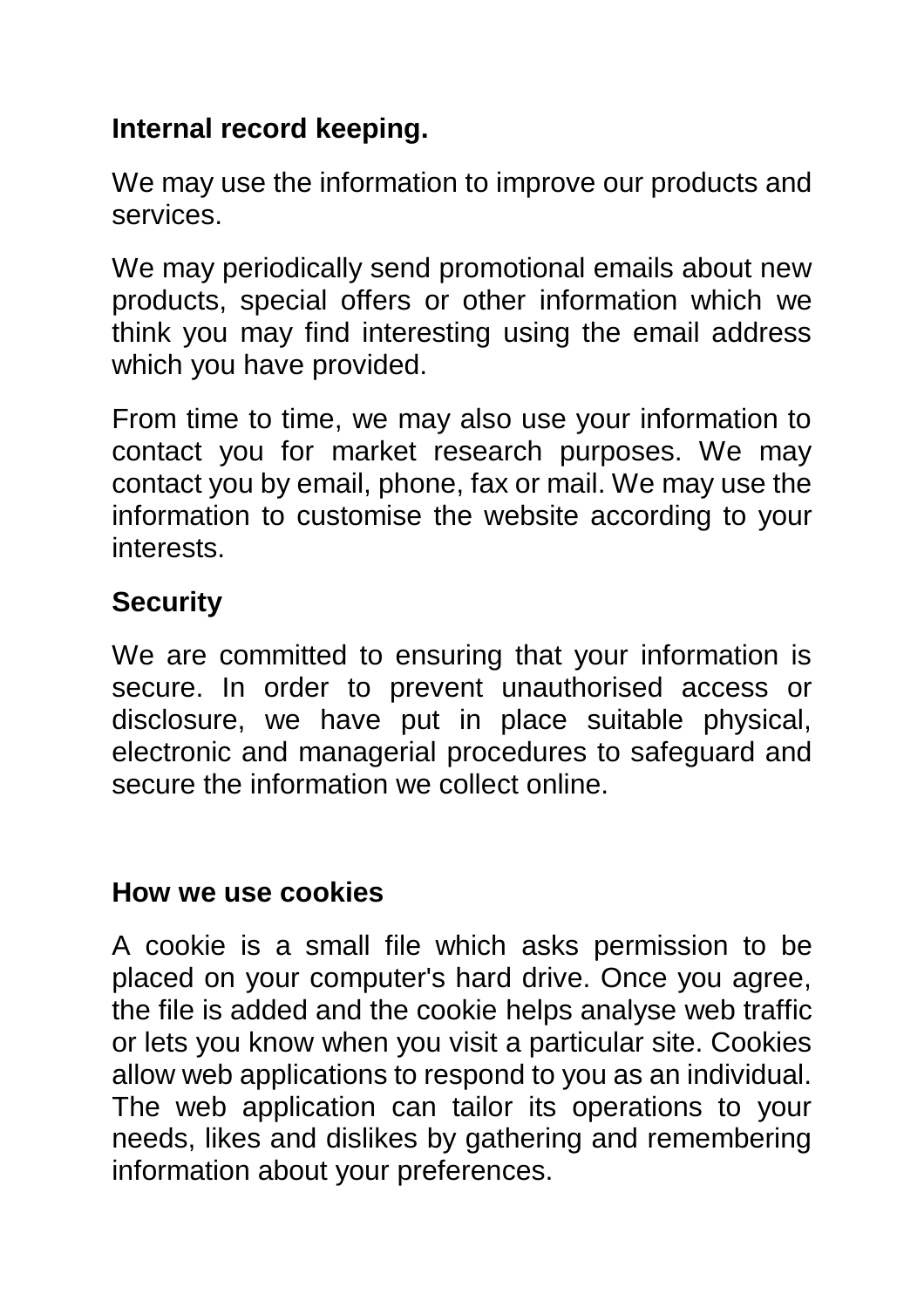**Internal record keeping.**

We may use the information to improve our products and services.

We may periodically send promotional emails about new products, special offers or other information which we think you may find interesting using the email address which you have provided.

From time to time, we may also use your information to contact you for market research purposes. We may contact you by email, phone, fax or mail. We may use the information to customise the website according to your interests.

## Security

We are committed to ensuring that your information is secure. In order to prevent unauthorised access or disclosure, we have put in place suitable physical, electronic and managerial procedures to safeguard and secure the information we collect online.

## How we use cookies

A cookie is a small file which asks permission to be placed on your computer's hard drive. Once you agree, the file is added and the cookie helps analyse web traffic or lets you know when you visit a particular site. Cookies allow web applications to respond to you as an individual. The web application can tailor its operations to your needs, likes and dislikes by gathering and remembering information about your preferences.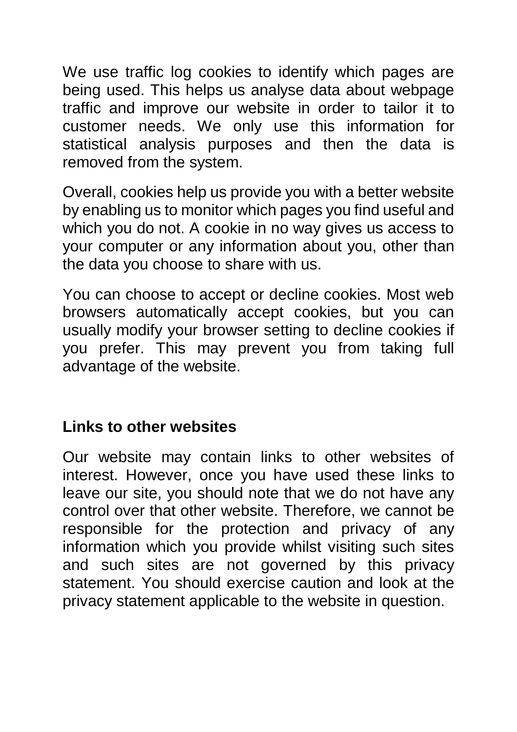We use traffic log cookies to identify which pages are being used. This helps us analyse data about webpage traffic and improve our website in order to tailor it to customer needs. We only use this information for statistical analysis purposes and then the data is removed from the system.

Overall, cookies help us provide you with a better website by enabling us to monitor which pages you find useful and which you do not. A cookie in no way gives us access to your computer or any information about you, other than the data you choose to share with us.

You can choose to accept or decline cookies. Most web browsers automatically accept cookies, but you can usually modify your browser setting to decline cookies if you prefer. This may prevent you from taking full advantage of the website.

**Links to other websites**

Our website may contain links to other websites of interest. However, once you have used these links to leave our site, you should note that we do not have any control over that other website. Therefore, we cannot be responsible for the protection and privacy of any information which you provide whilst visiting such sites and such sites are not governed by this privacy statement. You should exercise caution and look at the privacy statement applicable to the website in question.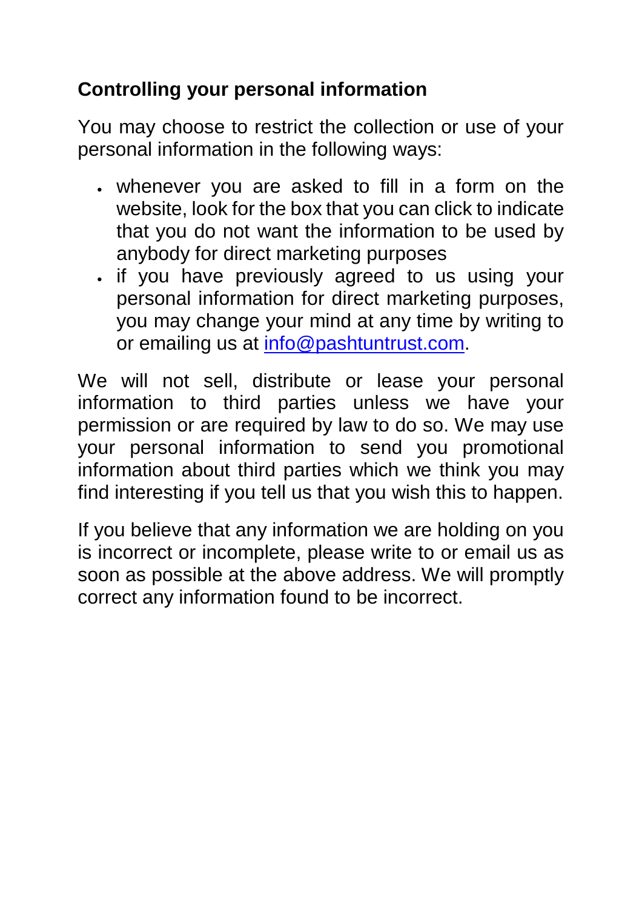## Controlling your personal information

You may choose to restrict the collection or use of your personal information in the following ways:

- whenever you are asked to fill in a form on the website, look for the box that you can click to indicate that you do not want the information to be used by anybody for direct marketing purposes
- if you have previously agreed to us using your personal information for direct marketing purposes, you may change your mind at any time by writing to or emailing us at info@pashtuntrust.com.

We will not sell, distribute or lease your personal information to third parties unless we have your permission or are required by law to do so. We may use your personal information to send you promotional information about third parties which we think you may find interesting if you tell us that you wish this to happen.

If you believe that any information we are holding on you is incorrect or incomplete, please write to or email us as soon as possible at the above address. We will promptly correct any information found to be incorrect.